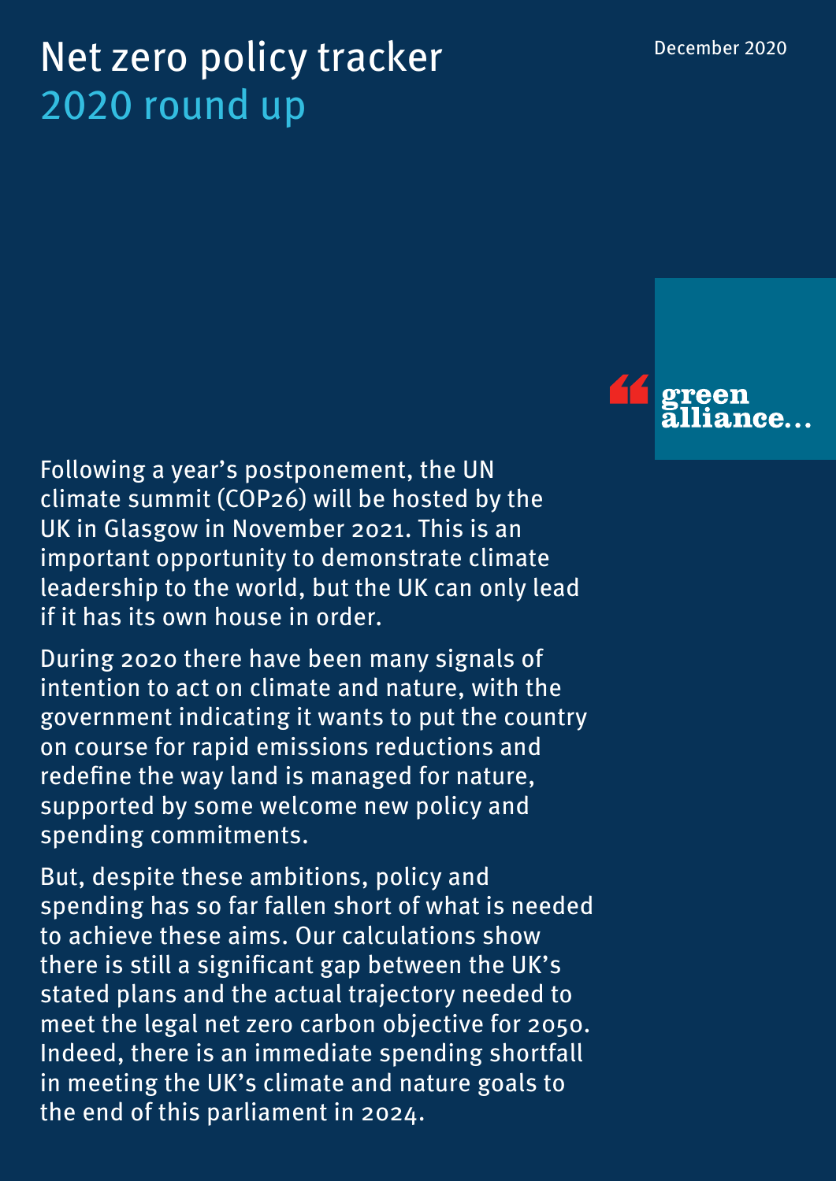# Net zero policy tracker

## 2020 round up

December 2020

green alliance...

Following a year's postponement, the UN climate summit (COP26) will be hosted by the UK in Glasgow in November 2021. This is an important opportunity to demonstrate climate leadership to the world, but the UK can only lead if it has its own house in order.

During 2020 there have been many signals of intention to act on climate and nature, with the government indicating it wants to put the country on course for rapid emissions reductions and redefine the way land is managed for nature, supported by some welcome new policy and spending commitments.

But, despite these ambitions, policy and spending has so far fallen short of what is needed to achieve these aims. Our calculations show there is still a significant gap between the UK's stated plans and the actual trajectory needed to meet the legal net zero carbon objective for 2050. Indeed, there is an immediate spending shortfall in meeting the UK's climate and nature goals to the end of this parliament in 2024.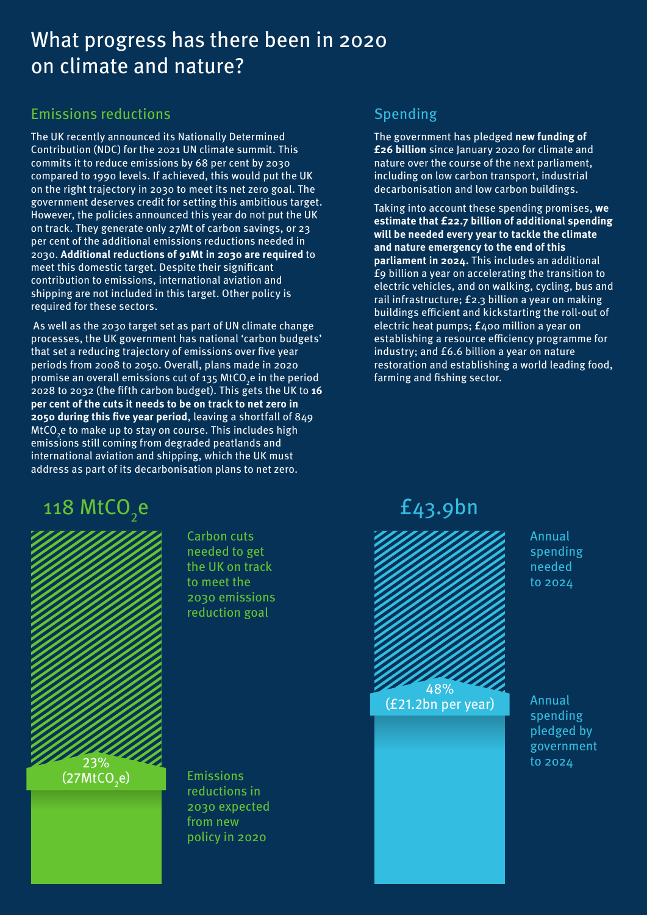# What progress has there been in 2020 on climate and nature?

## Emissions reductions

The UK recently announced its Nationally Determined Contribution (NDC) for the 2021 UN climate summit. This commits it to reduce emissions by 68 per cent by 2030 compared to 1990 levels. If achieved, this would put the UK on the right trajectory in 2030 to meet its net zero goal. The government deserves credit for setting this ambitious target. However, the policies announced this year do not put the UK on track. They generate only 27Mt of carbon savings, or 23 per cent of the additional emissions reductions needed in 2030. **Additional reductions of 91Mt in 2030 are required** to meet this domestic target. Despite their significant contribution to emissions, international aviation and shipping are not included in this target. Other policy is required for these sectors.

As well as the 2030 target set as part of UN climate change processes, the UK government has national 'carbon budgets' that set a reducing trajectory of emissions over five year periods from 2008 to 2050. Overall, plans made in 2020 promise an overall emissions cut of 135 $MtCO_2e$ in the period 2028 to 2032 (the fifth carbon budget). This gets the UK to **16 per cent of the cuts it needs to be on track to net zero in 2050 during this five year period**, leaving a shortfall of 849 $MtCO_2e$ to make up to stay on course. This includes high emissions still coming from degraded peatlands and international aviation and shipping, which the UK must address as part of its decarbonisation plans to net zero.

## Spending

The government has pledged **new funding of £26 billion** since January 2020 for climate and nature over the course of the next parliament, including on low carbon transport, industrial decarbonisation and low carbon buildings.

Taking into account these spending promises, **we estimate that £22.7 billion of additional spending will be needed every year to tackle the climate and nature emergency to the end of this parliament in 2024**. This includes an additional £9 billion a year on accelerating the transition to electric vehicles, and on walking, cycling, bus and rail infrastructure; £2.3 billion a year on making buildings efficient and kickstarting the roll-out of electric heat pumps; £400 million a year on establishing a resource efficiency programme for industry; and £6.6 billion a year on nature restoration and establishing a world leading food, farming and fishing sector.

118 $MtCO_2e$

Carbon cuts needed to get the UK on track to meet the 2030 emissions reduction goal

23% (27$MtCO_2e$)

Emissions reductions in 2030 expected from new policy in 2020

£43.9bn

Annual spending needed to 2024

48% (£21.2bn per year)

Annual spending pledged by government to 2024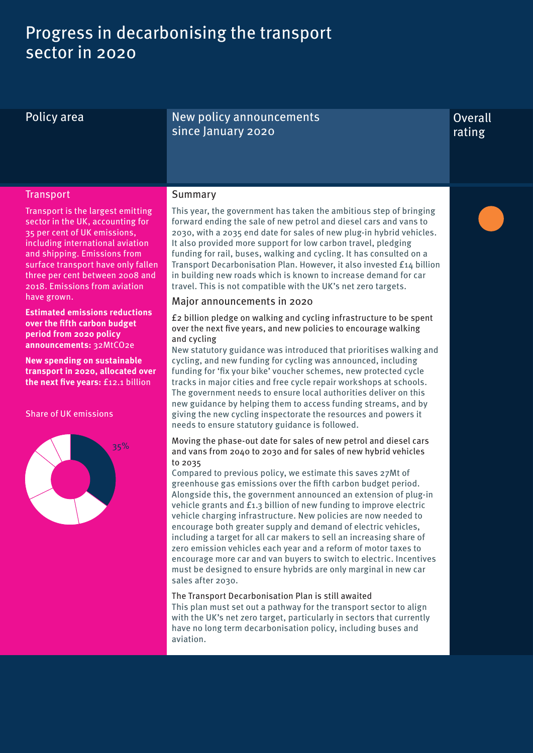# Progress in decarbonising the transport sector in 2020

| Policy area | New policy announcements since January 2020 | Overall rating |
|---|---|---|

## Transport

Transport is the largest emitting sector in the UK, accounting for 35 per cent of UK emissions, including international aviation and shipping. Emissions from surface transport have only fallen three per cent between 2008 and 2018. Emissions from aviation have grown.

**Estimated emissions reductions over the fifth carbon budget period from 2020 policy announcements:** 32MtCO2e

**New spending on sustainable transport in 2020, allocated over the next five years:** £12.1 billion

Share of UK emissions

35%

### Summary

This year, the government has taken the ambitious step of bringing forward ending the sale of new petrol and diesel cars and vans to 2030, with a 2035 end date for sales of new plug-in hybrid vehicles. It also provided more support for low carbon travel, pledging funding for rail, buses, walking and cycling. It has consulted on a Transport Decarbonisation Plan. However, it also invested £14 billion in building new roads which is known to increase demand for car travel. This is not compatible with the UK's net zero targets.

### Major announcements in 2020

£2 billion pledge on walking and cycling infrastructure to be spent over the next five years, and new policies to encourage walking and cycling

New statutory guidance was introduced that prioritises walking and cycling, and new funding for cycling was announced, including funding for 'fix your bike' voucher schemes, new protected cycle tracks in major cities and free cycle repair workshops at schools. The government needs to ensure local authorities deliver on this new guidance by helping them to access funding streams, and by giving the new cycling inspectorate the resources and powers it needs to ensure statutory guidance is followed.

Moving the phase-out date for sales of new petrol and diesel cars and vans from 2040 to 2030 and for sales of new hybrid vehicles to 2035

Compared to previous policy, we estimate this saves 27Mt of greenhouse gas emissions over the fifth carbon budget period. Alongside this, the government announced an extension of plug-in vehicle grants and £1.3 billion of new funding to improve electric vehicle charging infrastructure. New policies are now needed to encourage both greater supply and demand of electric vehicles, including a target for all car makers to sell an increasing share of zero emission vehicles each year and a reform of motor taxes to encourage more car and van buyers to switch to electric. Incentives must be designed to ensure hybrids are only marginal in new car sales after 2030.

The Transport Decarbonisation Plan is still awaited

This plan must set out a pathway for the transport sector to align with the UK's net zero target, particularly in sectors that currently have no long term decarbonisation policy, including buses and aviation.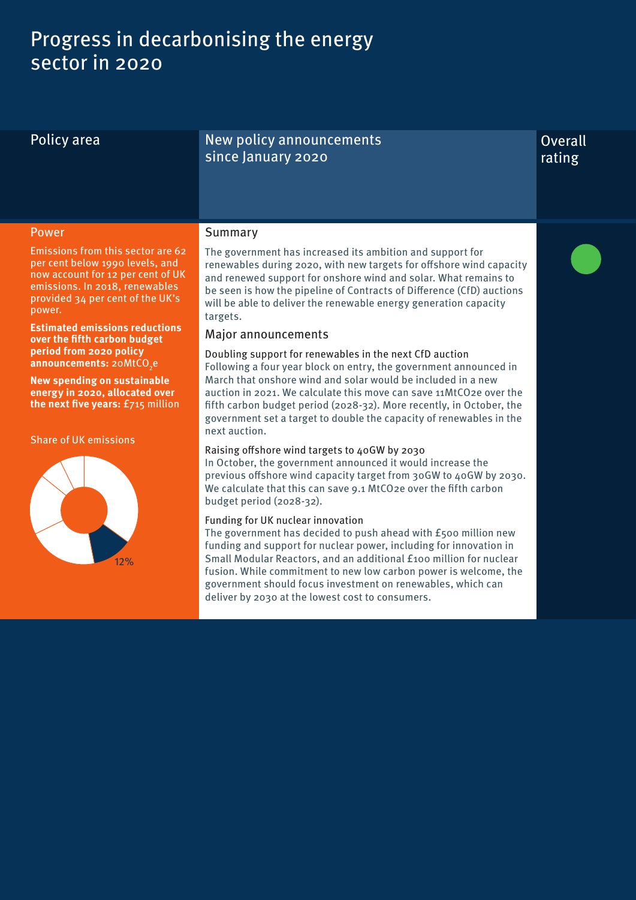# Progress in decarbonising the energy sector in 2020

| Policy area | New policy announcements since January 2020 | Overall rating |
|---|---|---|
| **Power**<br><br>Emissions from this sector are 62 per cent below 1990 levels, and now account for 12 per cent of UK emissions. In 2018, renewables provided 34 per cent of the UK's power.<br><br>**Estimated emissions reductions over the fifth carbon budget period from 2020 policy announcements:** 20MtCO$_2$e<br><br>**New spending on sustainable energy in 2020, allocated over the next five years:** £715 million<br><br>Share of UK emissions<br><br>12% | **Summary**<br><br>The government has increased its ambition and support for renewables during 2020, with new targets for offshore wind capacity and renewed support for onshore wind and solar. What remains to be seen is how the pipeline of Contracts of Difference (CfD) auctions will be able to deliver the renewable energy generation capacity targets.<br><br>**Major announcements**<br><br>Doubling support for renewables in the next CfD auction<br>Following a four year block on entry, the government announced in March that onshore wind and solar would be included in a new auction in 2021. We calculate this move can save 11MtCO2e over the fifth carbon budget period (2028-32). More recently, in October, the government set a target to double the capacity of renewables in the next auction.<br><br>Raising offshore wind targets to 40GW by 2030<br>In October, the government announced it would increase the previous offshore wind capacity target from 30GW to 40GW by 2030. We calculate that this can save 9.1 MtCO2e over the fifth carbon budget period (2028-32).<br><br>Funding for UK nuclear innovation<br>The government has decided to push ahead with £500 million new funding and support for nuclear power, including for innovation in Small Modular Reactors, and an additional £100 million for nuclear fusion. While commitment to new low carbon power is welcome, the government should focus investment on renewables, which can deliver by 2030 at the lowest cost to consumers. | Green |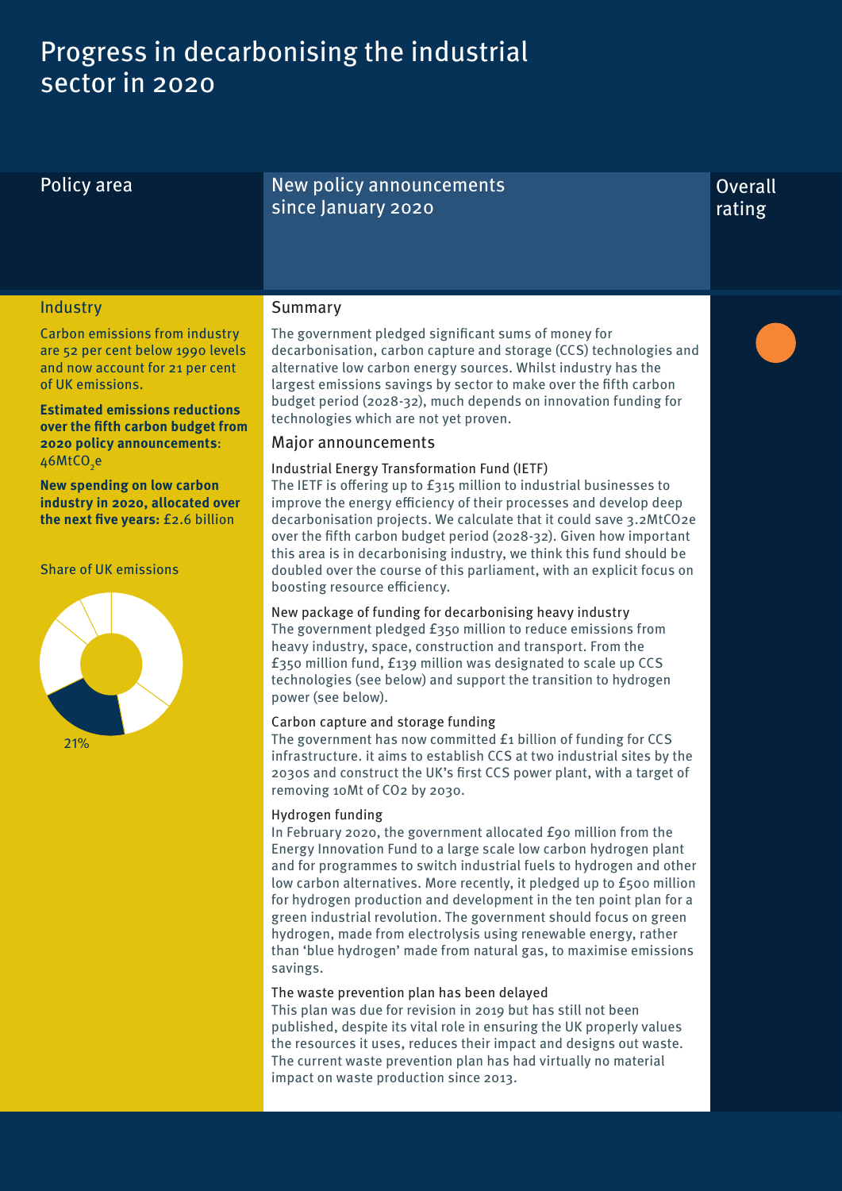# Progress in decarbonising the industrial sector in 2020

| Policy area | New policy announcements since January 2020 | Overall rating |
|---|---|---|

## Industry

Carbon emissions from industry are 52 per cent below 1990 levels and now account for 21 per cent of UK emissions.

**Estimated emissions reductions over the fifth carbon budget from 2020 policy announcements**: 46Mt$CO_2$e

**New spending on low carbon industry in 2020, allocated over the next five years:** £2.6 billion

Share of UK emissions

21%

### Summary

The government pledged significant sums of money for decarbonisation, carbon capture and storage (CCS) technologies and alternative low carbon energy sources. Whilst industry has the largest emissions savings by sector to make over the fifth carbon budget period (2028-32), much depends on innovation funding for technologies which are not yet proven.

### Major announcements

#### Industrial Energy Transformation Fund (IETF)

The IETF is offering up to £315 million to industrial businesses to improve the energy efficiency of their processes and develop deep decarbonisation projects. We calculate that it could save 3.2Mt$CO_2$e over the fifth carbon budget period (2028-32). Given how important this area is in decarbonising industry, we think this fund should be doubled over the course of this parliament, with an explicit focus on boosting resource efficiency.

#### New package of funding for decarbonising heavy industry

The government pledged £350 million to reduce emissions from heavy industry, space, construction and transport. From the £350 million fund, £139 million was designated to scale up CCS technologies (see below) and support the transition to hydrogen power (see below).

#### Carbon capture and storage funding

The government has now committed £1 billion of funding for CCS infrastructure. it aims to establish CCS at two industrial sites by the 2030s and construct the UK's first CCS power plant, with a target of removing 10Mt of $CO_2$ by 2030.

#### Hydrogen funding

In February 2020, the government allocated £90 million from the Energy Innovation Fund to a large scale low carbon hydrogen plant and for programmes to switch industrial fuels to hydrogen and other low carbon alternatives. More recently, it pledged up to £500 million for hydrogen production and development in the ten point plan for a green industrial revolution. The government should focus on green hydrogen, made from electrolysis using renewable energy, rather than 'blue hydrogen' made from natural gas, to maximise emissions savings.

#### The waste prevention plan has been delayed

This plan was due for revision in 2019 but has still not been published, despite its vital role in ensuring the UK properly values the resources it uses, reduces their impact and designs out waste. The current waste prevention plan has had virtually no material impact on waste production since 2013.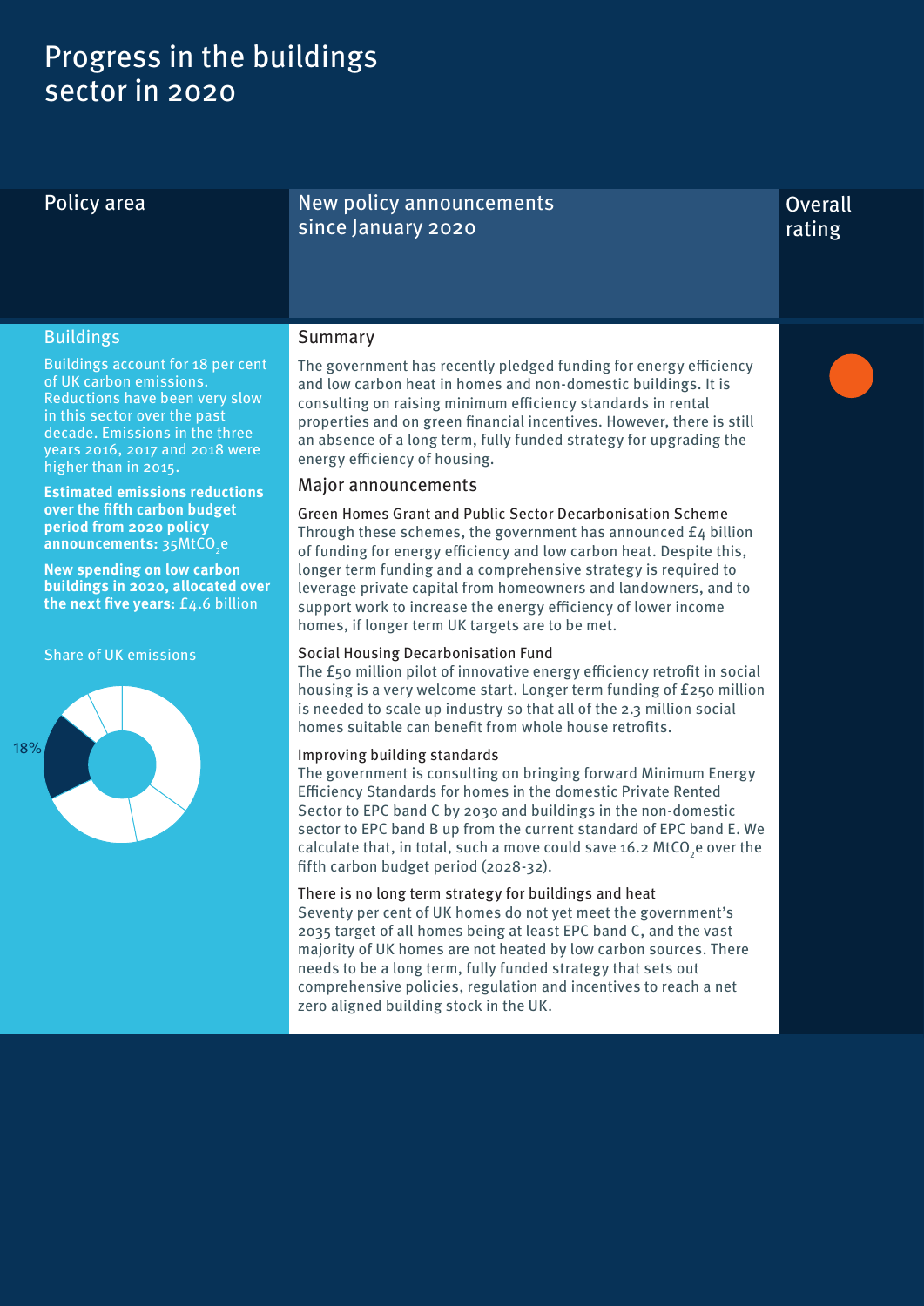# Progress in the buildings sector in 2020

| Policy area | New policy announcements since January 2020 | Overall rating |
|---|---|---|

## Buildings

Buildings account for 18 per cent of UK carbon emissions. Reductions have been very slow in this sector over the past decade. Emissions in the three years 2016, 2017 and 2018 were higher than in 2015.

**Estimated emissions reductions over the fifth carbon budget period from 2020 policy announcements:** 35Mt$CO_2$e

**New spending on low carbon buildings in 2020, allocated over the next five years:** £4.6 billion

Share of UK emissions

18%

### Summary

The government has recently pledged funding for energy efficiency and low carbon heat in homes and non-domestic buildings. It is consulting on raising minimum efficiency standards in rental properties and on green financial incentives. However, there is still an absence of a long term, fully funded strategy for upgrading the energy efficiency of housing.

### Major announcements

Green Homes Grant and Public Sector Decarbonisation Scheme
Through these schemes, the government has announced £4 billion of funding for energy efficiency and low carbon heat. Despite this, longer term funding and a comprehensive strategy is required to leverage private capital from homeowners and landowners, and to support work to increase the energy efficiency of lower income homes, if longer term UK targets are to be met.

Social Housing Decarbonisation Fund
The £50 million pilot of innovative energy efficiency retrofit in social housing is a very welcome start. Longer term funding of £250 million is needed to scale up industry so that all of the 2.3 million social homes suitable can benefit from whole house retrofits.

Improving building standards
The government is consulting on bringing forward Minimum Energy Efficiency Standards for homes in the domestic Private Rented Sector to EPC band C by 2030 and buildings in the non-domestic sector to EPC band B up from the current standard of EPC band E. We calculate that, in total, such a move could save 16.2 Mt$CO_2$e over the fifth carbon budget period (2028-32).

There is no long term strategy for buildings and heat
Seventy per cent of UK homes do not yet meet the government's 2035 target of all homes being at least EPC band C, and the vast majority of UK homes are not heated by low carbon sources. There needs to be a long term, fully funded strategy that sets out comprehensive policies, regulation and incentives to reach a net zero aligned building stock in the UK.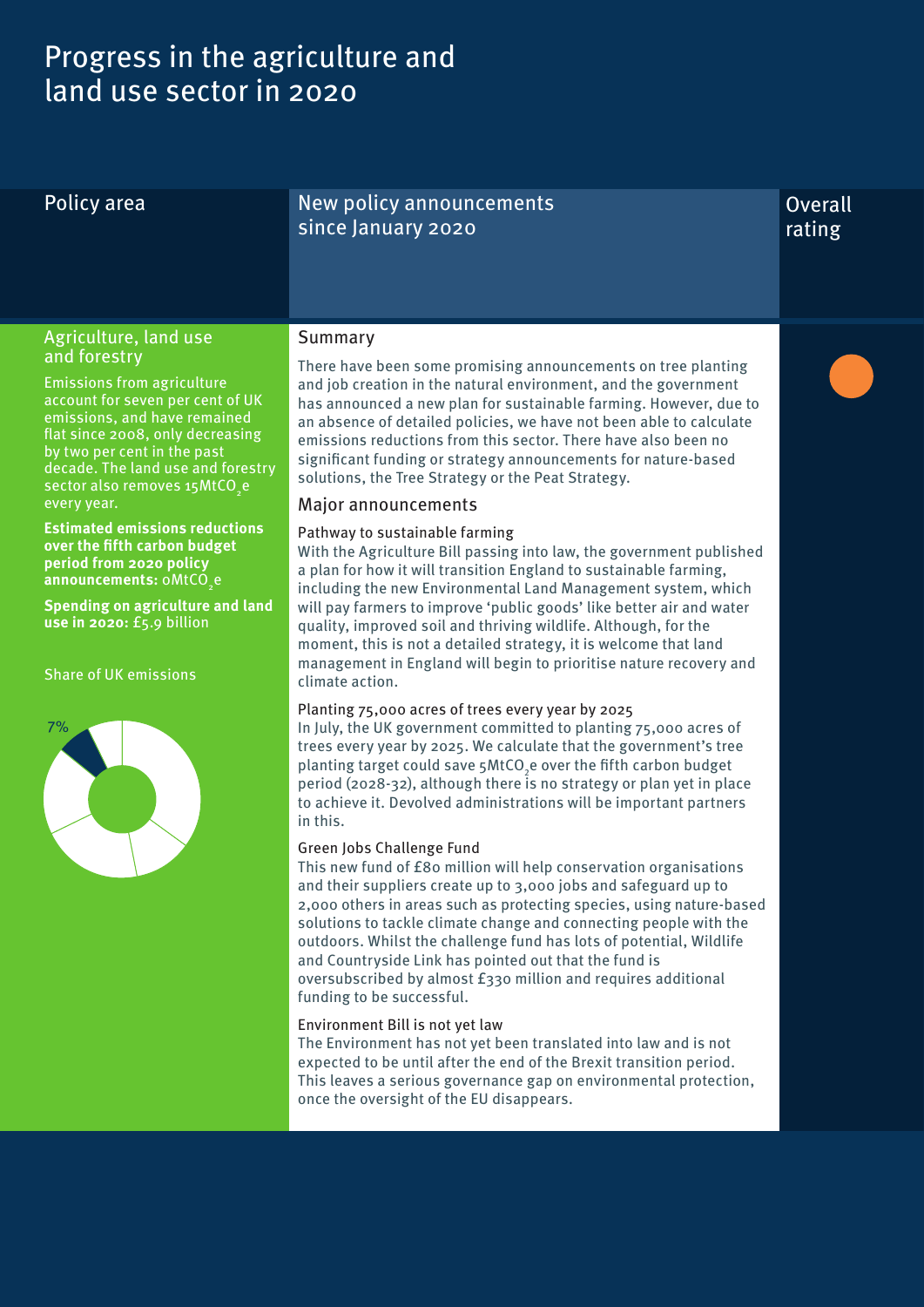# Progress in the agriculture and land use sector in 2020

| Policy area | New policy announcements since January 2020 | Overall rating |
| --- | --- | --- |

## Agriculture, land use and forestry

Emissions from agriculture account for seven per cent of UK emissions, and have remained flat since 2008, only decreasing by two per cent in the past decade. The land use and forestry sector also removes 15MtCO$_2$e every year.

**Estimated emissions reductions over the fifth carbon budget period from 2020 policy announcements:** 0MtCO$_2$e

**Spending on agriculture and land use in 2020:** £5.9 billion

Share of UK emissions

7%

### Summary

There have been some promising announcements on tree planting and job creation in the natural environment, and the government has announced a new plan for sustainable farming. However, due to an absence of detailed policies, we have not been able to calculate emissions reductions from this sector. There have also been no significant funding or strategy announcements for nature-based solutions, the Tree Strategy or the Peat Strategy.

### Major announcements

#### Pathway to sustainable farming

With the Agriculture Bill passing into law, the government published a plan for how it will transition England to sustainable farming, including the new Environmental Land Management system, which will pay farmers to improve 'public goods' like better air and water quality, improved soil and thriving wildlife. Although, for the moment, this is not a detailed strategy, it is welcome that land management in England will begin to prioritise nature recovery and climate action.

#### Planting 75,000 acres of trees every year by 2025

In July, the UK government committed to planting 75,000 acres of trees every year by 2025. We calculate that the government's tree planting target could save 5MtCO$_2$e over the fifth carbon budget period (2028-32), although there is no strategy or plan yet in place to achieve it. Devolved administrations will be important partners in this.

#### Green Jobs Challenge Fund

This new fund of £80 million will help conservation organisations and their suppliers create up to 3,000 jobs and safeguard up to 2,000 others in areas such as protecting species, using nature-based solutions to tackle climate change and connecting people with the outdoors. Whilst the challenge fund has lots of potential, Wildlife and Countryside Link has pointed out that the fund is oversubscribed by almost £330 million and requires additional funding to be successful.

#### Environment Bill is not yet law

The Environment has not yet been translated into law and is not expected to be until after the end of the Brexit transition period. This leaves a serious governance gap on environmental protection, once the oversight of the EU disappears.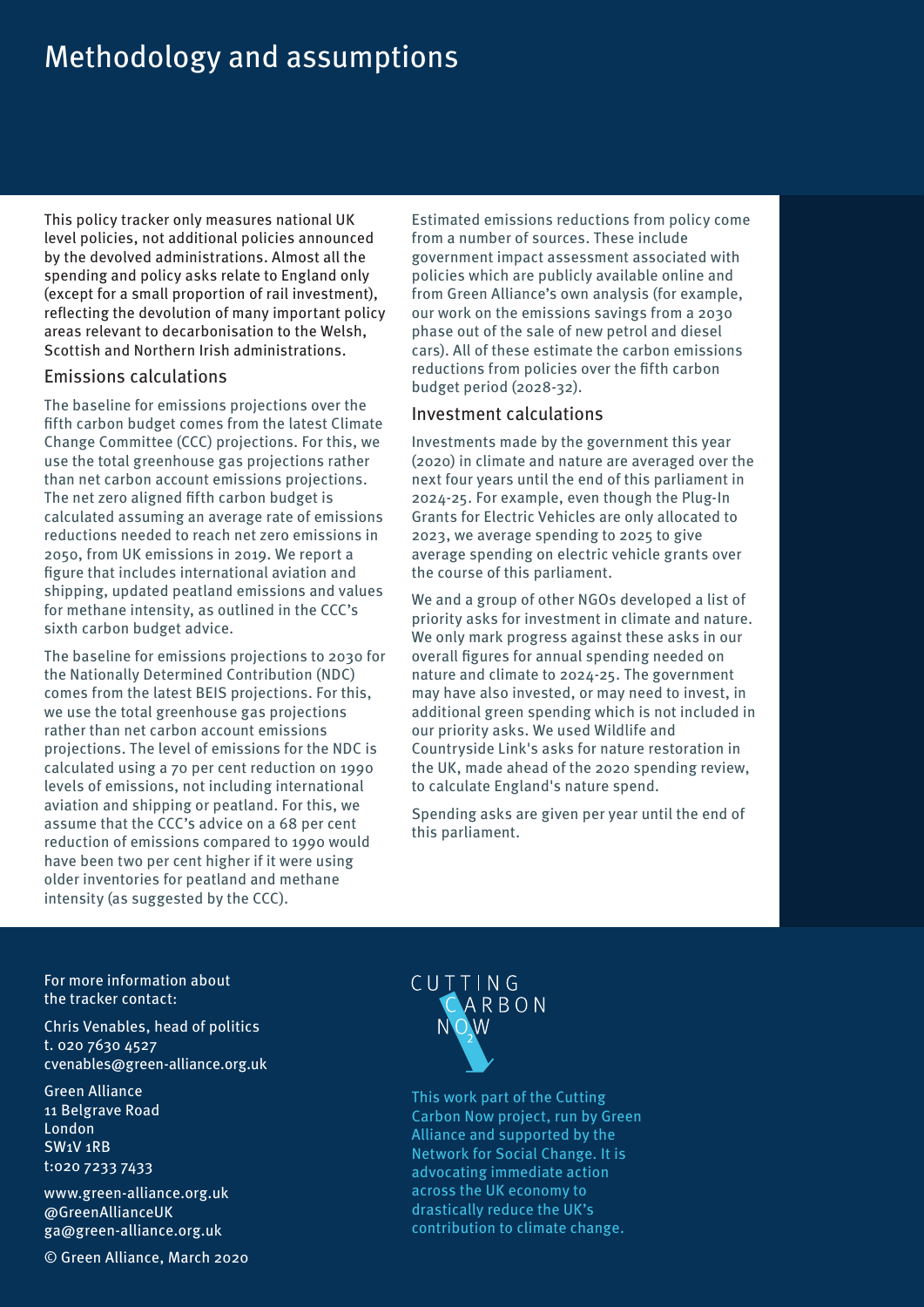# Methodology and assumptions

This policy tracker only measures national UK level policies, not additional policies announced by the devolved administrations. Almost all the spending and policy asks relate to England only (except for a small proportion of rail investment), reflecting the devolution of many important policy areas relevant to decarbonisation to the Welsh, Scottish and Northern Irish administrations.

## Emissions calculations

The baseline for emissions projections over the fifth carbon budget comes from the latest Climate Change Committee (CCC) projections. For this, we use the total greenhouse gas projections rather than net carbon account emissions projections. The net zero aligned fifth carbon budget is calculated assuming an average rate of emissions reductions needed to reach net zero emissions in 2050, from UK emissions in 2019. We report a figure that includes international aviation and shipping, updated peatland emissions and values for methane intensity, as outlined in the CCC's sixth carbon budget advice.

The baseline for emissions projections to 2030 for the Nationally Determined Contribution (NDC) comes from the latest BEIS projections. For this, we use the total greenhouse gas projections rather than net carbon account emissions projections. The level of emissions for the NDC is calculated using a 70 per cent reduction on 1990 levels of emissions, not including international aviation and shipping or peatland. For this, we assume that the CCC's advice on a 68 per cent reduction of emissions compared to 1990 would have been two per cent higher if it were using older inventories for peatland and methane intensity (as suggested by the CCC).

Estimated emissions reductions from policy come from a number of sources. These include government impact assessment associated with policies which are publicly available online and from Green Alliance's own analysis (for example, our work on the emissions savings from a 2030 phase out of the sale of new petrol and diesel cars). All of these estimate the carbon emissions reductions from policies over the fifth carbon budget period (2028-32).

## Investment calculations

Investments made by the government this year (2020) in climate and nature are averaged over the next four years until the end of this parliament in 2024-25. For example, even though the Plug-In Grants for Electric Vehicles are only allocated to 2023, we average spending to 2025 to give average spending on electric vehicle grants over the course of this parliament.

We and a group of other NGOs developed a list of priority asks for investment in climate and nature. We only mark progress against these asks in our overall figures for annual spending needed on nature and climate to 2024-25. The government may have also invested, or may need to invest, in additional green spending which is not included in our priority asks. We used Wildlife and Countryside Link's asks for nature restoration in the UK, made ahead of the 2020 spending review, to calculate England's nature spend.

Spending asks are given per year until the end of this parliament.

For more information about the tracker contact:

Chris Venables, head of politics
t. 020 7630 4527
cvenables@green-alliance.org.uk

Green Alliance
11 Belgrave Road
London
SW1V 1RB
t:020 7233 7433

www.green-alliance.org.uk
@GreenAllianceUK
ga@green-alliance.org.uk

© Green Alliance, March 2020

CUTTING CARBON NOW

This work part of the Cutting Carbon Now project, run by Green Alliance and supported by the Network for Social Change. It is advocating immediate action across the UK economy to drastically reduce the UK's contribution to climate change.